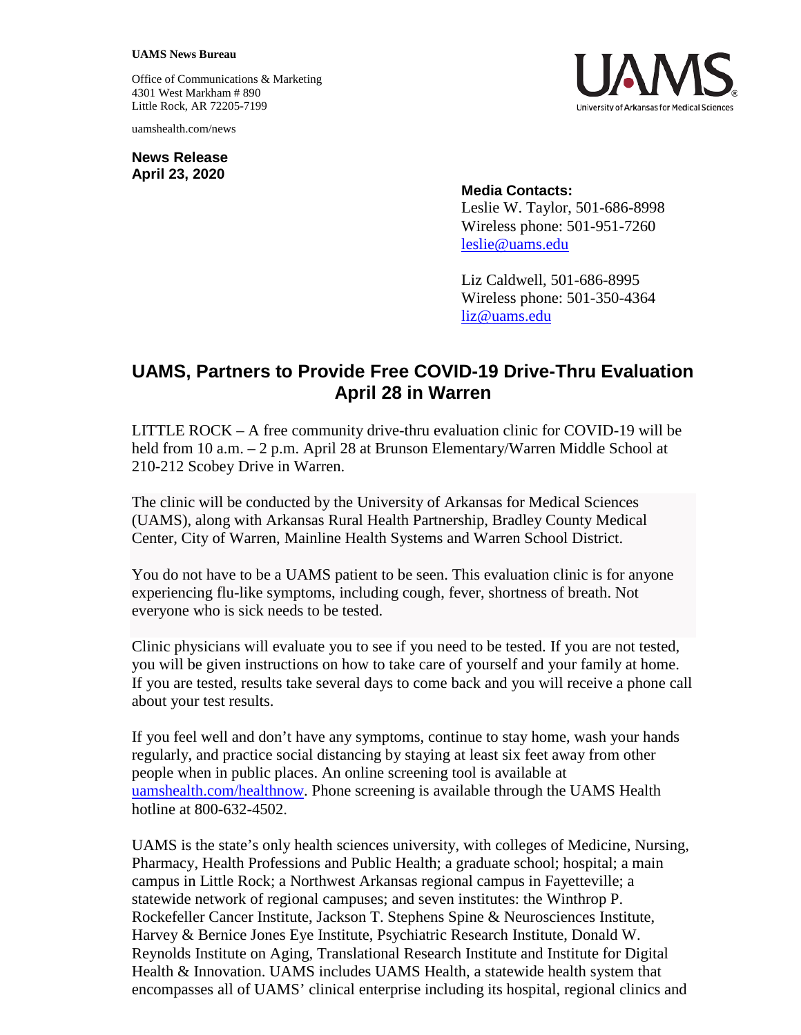**UAMS News Bureau**

Office of Communications & Marketing
4301 West Markham # 890
Little Rock, AR 72205-7199

uamshealth.com/news

UAMS
University of Arkansas for Medical Sciences

**News Release**
**April 23, 2020**

**Media Contacts:**
Leslie W. Taylor, 501-686-8998
Wireless phone: 501-951-7260
leslie@uams.edu

Liz Caldwell, 501-686-8995
Wireless phone: 501-350-4364
liz@uams.edu

# UAMS, Partners to Provide Free COVID-19 Drive-Thru Evaluation April 28 in Warren

LITTLE ROCK – A free community drive-thru evaluation clinic for COVID-19 will be held from 10 a.m. – 2 p.m. April 28 at Brunson Elementary/Warren Middle School at 210-212 Scobey Drive in Warren.

The clinic will be conducted by the University of Arkansas for Medical Sciences (UAMS), along with Arkansas Rural Health Partnership, Bradley County Medical Center, City of Warren, Mainline Health Systems and Warren School District.

You do not have to be a UAMS patient to be seen. This evaluation clinic is for anyone experiencing flu-like symptoms, including cough, fever, shortness of breath. Not everyone who is sick needs to be tested.

Clinic physicians will evaluate you to see if you need to be tested. If you are not tested, you will be given instructions on how to take care of yourself and your family at home. If you are tested, results take several days to come back and you will receive a phone call about your test results.

If you feel well and don't have any symptoms, continue to stay home, wash your hands regularly, and practice social distancing by staying at least six feet away from other people when in public places. An online screening tool is available at uamshealth.com/healthnow. Phone screening is available through the UAMS Health hotline at 800-632-4502.

UAMS is the state's only health sciences university, with colleges of Medicine, Nursing, Pharmacy, Health Professions and Public Health; a graduate school; hospital; a main campus in Little Rock; a Northwest Arkansas regional campus in Fayetteville; a statewide network of regional campuses; and seven institutes: the Winthrop P. Rockefeller Cancer Institute, Jackson T. Stephens Spine & Neurosciences Institute, Harvey & Bernice Jones Eye Institute, Psychiatric Research Institute, Donald W. Reynolds Institute on Aging, Translational Research Institute and Institute for Digital Health & Innovation. UAMS includes UAMS Health, a statewide health system that encompasses all of UAMS' clinical enterprise including its hospital, regional clinics and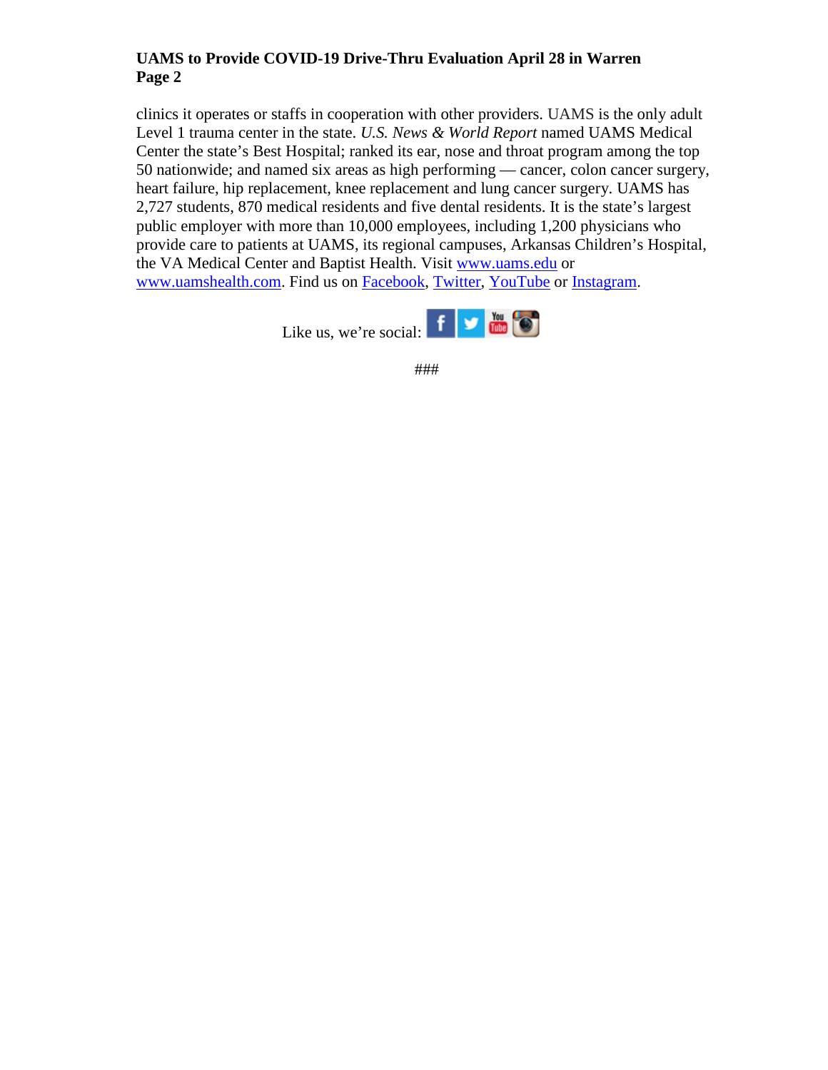clinics it operates or staffs in cooperation with other providers. UAMS is the only adult Level 1 trauma center in the state. *U.S. News & World Report* named UAMS Medical Center the state's Best Hospital; ranked its ear, nose and throat program among the top 50 nationwide; and named six areas as high performing — cancer, colon cancer surgery, heart failure, hip replacement, knee replacement and lung cancer surgery. UAMS has 2,727 students, 870 medical residents and five dental residents. It is the state's largest public employer with more than 10,000 employees, including 1,200 physicians who provide care to patients at UAMS, its regional campuses, Arkansas Children's Hospital, the VA Medical Center and Baptist Health. Visit [www.uams.edu](http://www.uams.edu) or [www.uamshealth.com](http://www.uamshealth.com). Find us on Facebook, Twitter, YouTube or Instagram.

Like us, we're social:

###